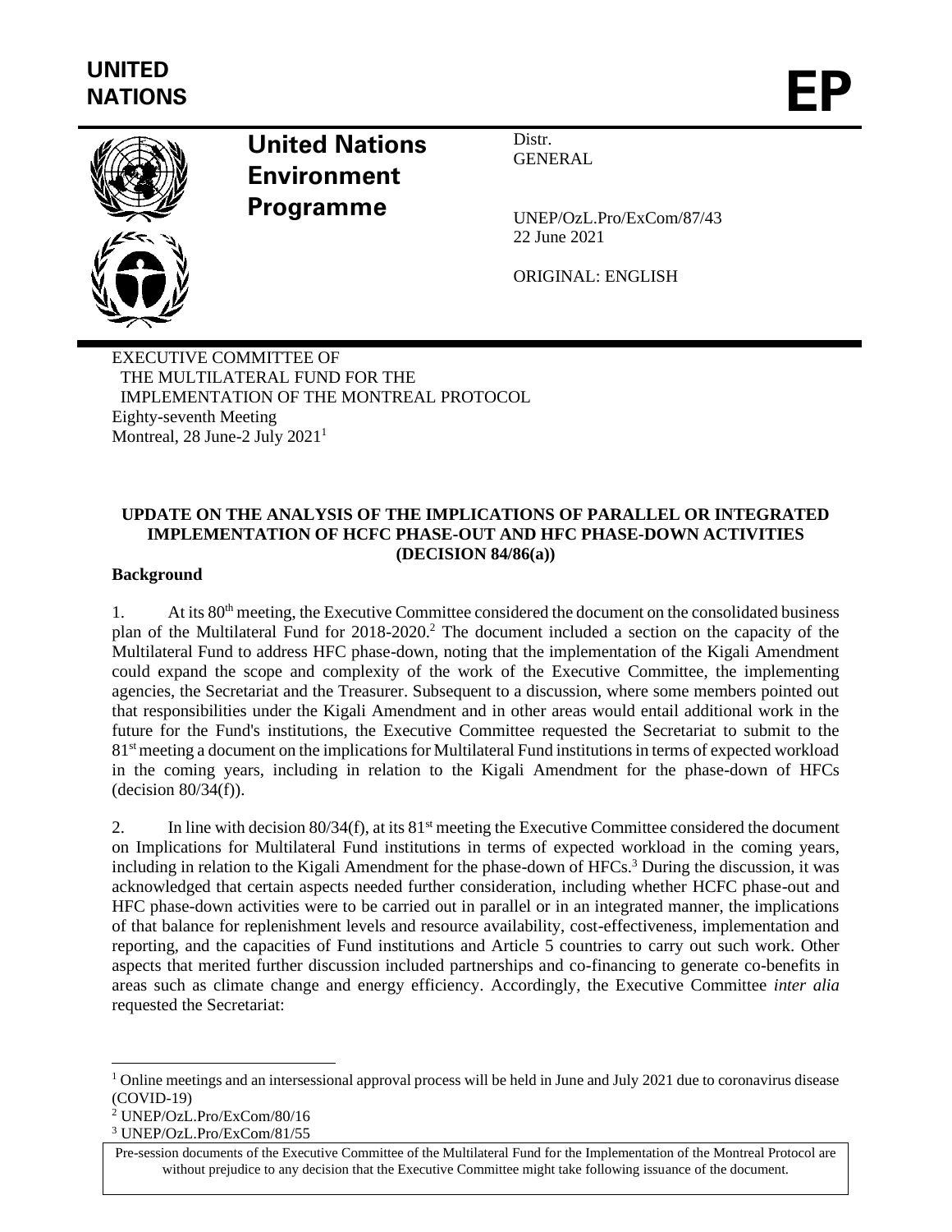UNITED NATIONS

**EP**

# United Nations Environment Programme

Distr.
GENERAL

UNEP/OzL.Pro/ExCom/87/43
22 June 2021

ORIGINAL: ENGLISH

EXECUTIVE COMMITTEE OF
THE MULTILATERAL FUND FOR THE
IMPLEMENTATION OF THE MONTREAL PROTOCOL
Eighty-seventh Meeting
Montreal, 28 June-2 July 2021[1]

## UPDATE ON THE ANALYSIS OF THE IMPLICATIONS OF PARALLEL OR INTEGRATED IMPLEMENTATION OF HCFC PHASE-OUT AND HFC PHASE-DOWN ACTIVITIES (DECISION 84/86(a))

### Background

1. At its 80th meeting, the Executive Committee considered the document on the consolidated business plan of the Multilateral Fund for 2018-2020.[2] The document included a section on the capacity of the Multilateral Fund to address HFC phase-down, noting that the implementation of the Kigali Amendment could expand the scope and complexity of the work of the Executive Committee, the implementing agencies, the Secretariat and the Treasurer. Subsequent to a discussion, where some members pointed out that responsibilities under the Kigali Amendment and in other areas would entail additional work in the future for the Fund's institutions, the Executive Committee requested the Secretariat to submit to the 81st meeting a document on the implications for Multilateral Fund institutions in terms of expected workload in the coming years, including in relation to the Kigali Amendment for the phase-down of HFCs (decision 80/34(f)).

2. In line with decision 80/34(f), at its 81st meeting the Executive Committee considered the document on Implications for Multilateral Fund institutions in terms of expected workload in the coming years, including in relation to the Kigali Amendment for the phase-down of HFCs.[3] During the discussion, it was acknowledged that certain aspects needed further consideration, including whether HCFC phase-out and HFC phase-down activities were to be carried out in parallel or in an integrated manner, the implications of that balance for replenishment levels and resource availability, cost-effectiveness, implementation and reporting, and the capacities of Fund institutions and Article 5 countries to carry out such work. Other aspects that merited further discussion included partnerships and co-financing to generate co-benefits in areas such as climate change and energy efficiency. Accordingly, the Executive Committee *inter alia* requested the Secretariat:

[1] Online meetings and an intersessional approval process will be held in June and July 2021 due to coronavirus disease (COVID-19)

[2] UNEP/OzL.Pro/ExCom/80/16

[3] UNEP/OzL.Pro/ExCom/81/55

Pre-session documents of the Executive Committee of the Multilateral Fund for the Implementation of the Montreal Protocol are without prejudice to any decision that the Executive Committee might take following issuance of the document.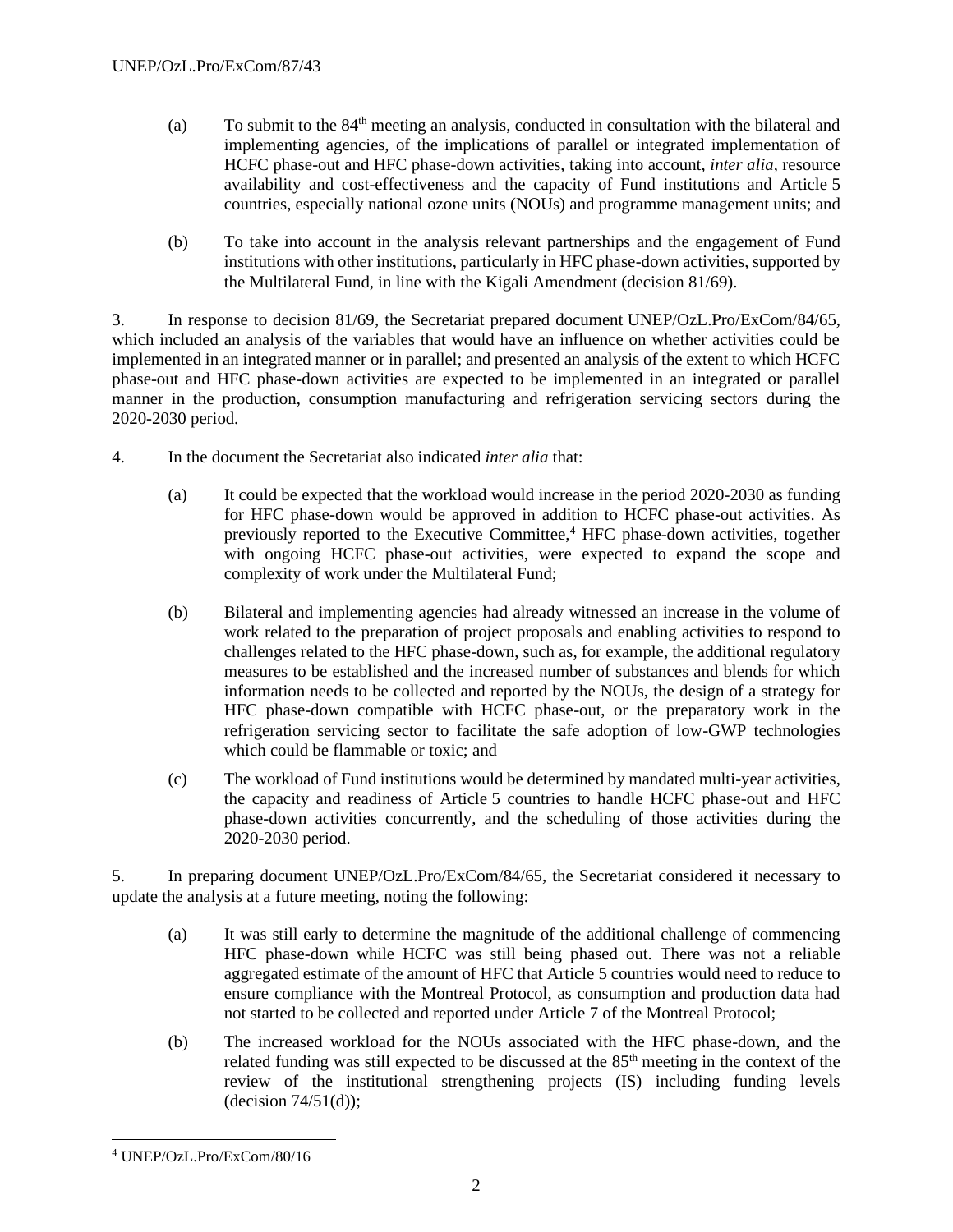(a) To submit to the 84th meeting an analysis, conducted in consultation with the bilateral and implementing agencies, of the implications of parallel or integrated implementation of HCFC phase-out and HFC phase-down activities, taking into account, *inter alia*, resource availability and cost-effectiveness and the capacity of Fund institutions and Article 5 countries, especially national ozone units (NOUs) and programme management units; and

(b) To take into account in the analysis relevant partnerships and the engagement of Fund institutions with other institutions, particularly in HFC phase-down activities, supported by the Multilateral Fund, in line with the Kigali Amendment (decision 81/69).

3. In response to decision 81/69, the Secretariat prepared document UNEP/OzL.Pro/ExCom/84/65, which included an analysis of the variables that would have an influence on whether activities could be implemented in an integrated manner or in parallel; and presented an analysis of the extent to which HCFC phase-out and HFC phase-down activities are expected to be implemented in an integrated or parallel manner in the production, consumption manufacturing and refrigeration servicing sectors during the 2020-2030 period.

4. In the document the Secretariat also indicated *inter alia* that:

(a) It could be expected that the workload would increase in the period 2020-2030 as funding for HFC phase-down would be approved in addition to HCFC phase-out activities. As previously reported to the Executive Committee,[4] HFC phase-down activities, together with ongoing HCFC phase-out activities, were expected to expand the scope and complexity of work under the Multilateral Fund;

(b) Bilateral and implementing agencies had already witnessed an increase in the volume of work related to the preparation of project proposals and enabling activities to respond to challenges related to the HFC phase-down, such as, for example, the additional regulatory measures to be established and the increased number of substances and blends for which information needs to be collected and reported by the NOUs, the design of a strategy for HFC phase-down compatible with HCFC phase-out, or the preparatory work in the refrigeration servicing sector to facilitate the safe adoption of low-GWP technologies which could be flammable or toxic; and

(c) The workload of Fund institutions would be determined by mandated multi-year activities, the capacity and readiness of Article 5 countries to handle HCFC phase-out and HFC phase-down activities concurrently, and the scheduling of those activities during the 2020-2030 period.

5. In preparing document UNEP/OzL.Pro/ExCom/84/65, the Secretariat considered it necessary to update the analysis at a future meeting, noting the following:

(a) It was still early to determine the magnitude of the additional challenge of commencing HFC phase-down while HCFC was still being phased out. There was not a reliable aggregated estimate of the amount of HFC that Article 5 countries would need to reduce to ensure compliance with the Montreal Protocol, as consumption and production data had not started to be collected and reported under Article 7 of the Montreal Protocol;

(b) The increased workload for the NOUs associated with the HFC phase-down, and the related funding was still expected to be discussed at the 85th meeting in the context of the review of the institutional strengthening projects (IS) including funding levels (decision 74/51(d));

[4] UNEP/OzL.Pro/ExCom/80/16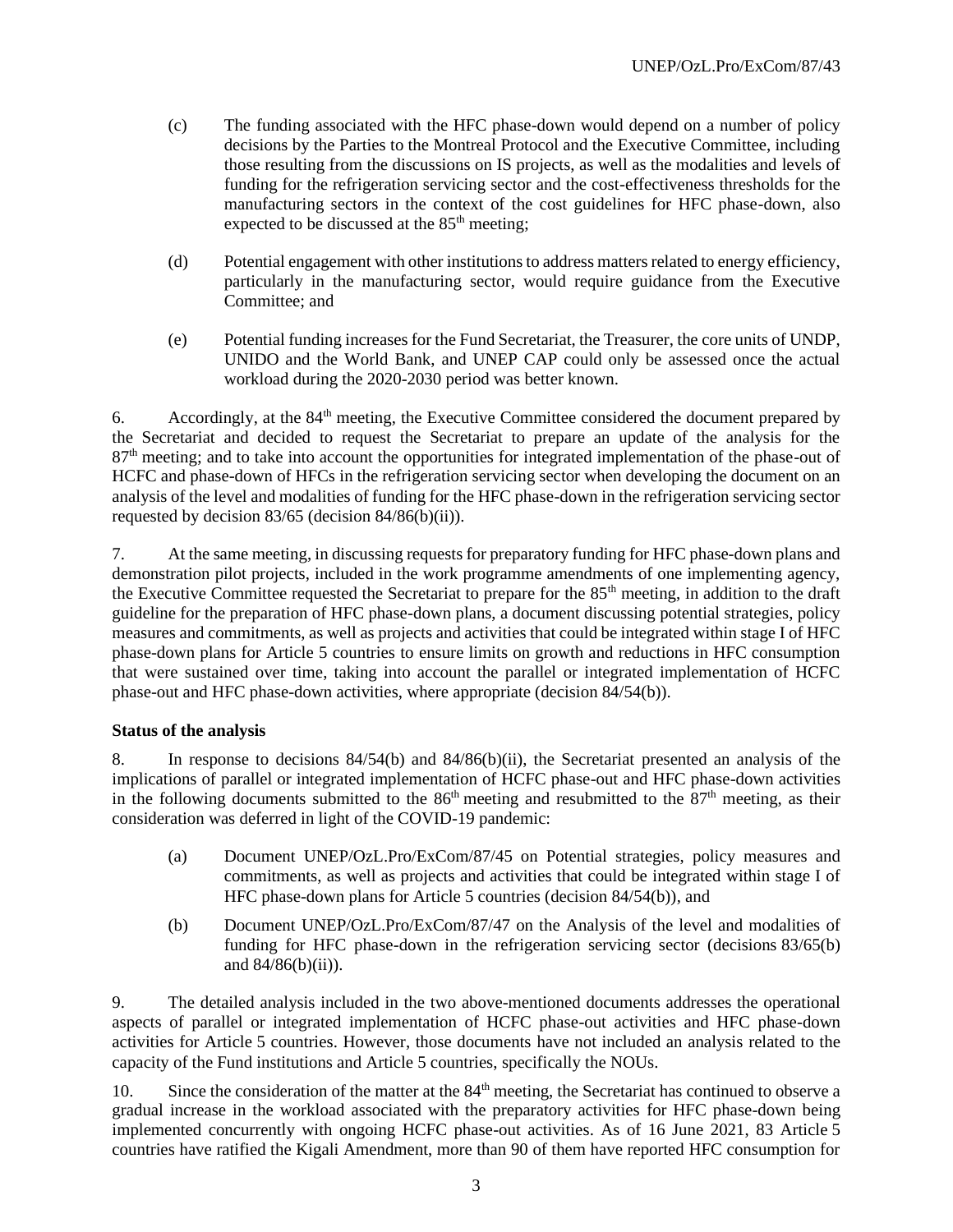(c) The funding associated with the HFC phase-down would depend on a number of policy decisions by the Parties to the Montreal Protocol and the Executive Committee, including those resulting from the discussions on IS projects, as well as the modalities and levels of funding for the refrigeration servicing sector and the cost-effectiveness thresholds for the manufacturing sectors in the context of the cost guidelines for HFC phase-down, also expected to be discussed at the 85th meeting;

(d) Potential engagement with other institutions to address matters related to energy efficiency, particularly in the manufacturing sector, would require guidance from the Executive Committee; and

(e) Potential funding increases for the Fund Secretariat, the Treasurer, the core units of UNDP, UNIDO and the World Bank, and UNEP CAP could only be assessed once the actual workload during the 2020-2030 period was better known.

6. Accordingly, at the 84th meeting, the Executive Committee considered the document prepared by the Secretariat and decided to request the Secretariat to prepare an update of the analysis for the 87th meeting; and to take into account the opportunities for integrated implementation of the phase-out of HCFC and phase-down of HFCs in the refrigeration servicing sector when developing the document on an analysis of the level and modalities of funding for the HFC phase-down in the refrigeration servicing sector requested by decision 83/65 (decision 84/86(b)(ii)).

7. At the same meeting, in discussing requests for preparatory funding for HFC phase-down plans and demonstration pilot projects, included in the work programme amendments of one implementing agency, the Executive Committee requested the Secretariat to prepare for the 85th meeting, in addition to the draft guideline for the preparation of HFC phase-down plans, a document discussing potential strategies, policy measures and commitments, as well as projects and activities that could be integrated within stage I of HFC phase-down plans for Article 5 countries to ensure limits on growth and reductions in HFC consumption that were sustained over time, taking into account the parallel or integrated implementation of HCFC phase-out and HFC phase-down activities, where appropriate (decision 84/54(b)).

**Status of the analysis**

8. In response to decisions 84/54(b) and 84/86(b)(ii), the Secretariat presented an analysis of the implications of parallel or integrated implementation of HCFC phase-out and HFC phase-down activities in the following documents submitted to the 86th meeting and resubmitted to the 87th meeting, as their consideration was deferred in light of the COVID-19 pandemic:

(a) Document UNEP/OzL.Pro/ExCom/87/45 on Potential strategies, policy measures and commitments, as well as projects and activities that could be integrated within stage I of HFC phase-down plans for Article 5 countries (decision 84/54(b)), and

(b) Document UNEP/OzL.Pro/ExCom/87/47 on the Analysis of the level and modalities of funding for HFC phase-down in the refrigeration servicing sector (decisions 83/65(b) and 84/86(b)(ii)).

9. The detailed analysis included in the two above-mentioned documents addresses the operational aspects of parallel or integrated implementation of HCFC phase-out activities and HFC phase-down activities for Article 5 countries. However, those documents have not included an analysis related to the capacity of the Fund institutions and Article 5 countries, specifically the NOUs.

10. Since the consideration of the matter at the 84th meeting, the Secretariat has continued to observe a gradual increase in the workload associated with the preparatory activities for HFC phase-down being implemented concurrently with ongoing HCFC phase-out activities. As of 16 June 2021, 83 Article 5 countries have ratified the Kigali Amendment, more than 90 of them have reported HFC consumption for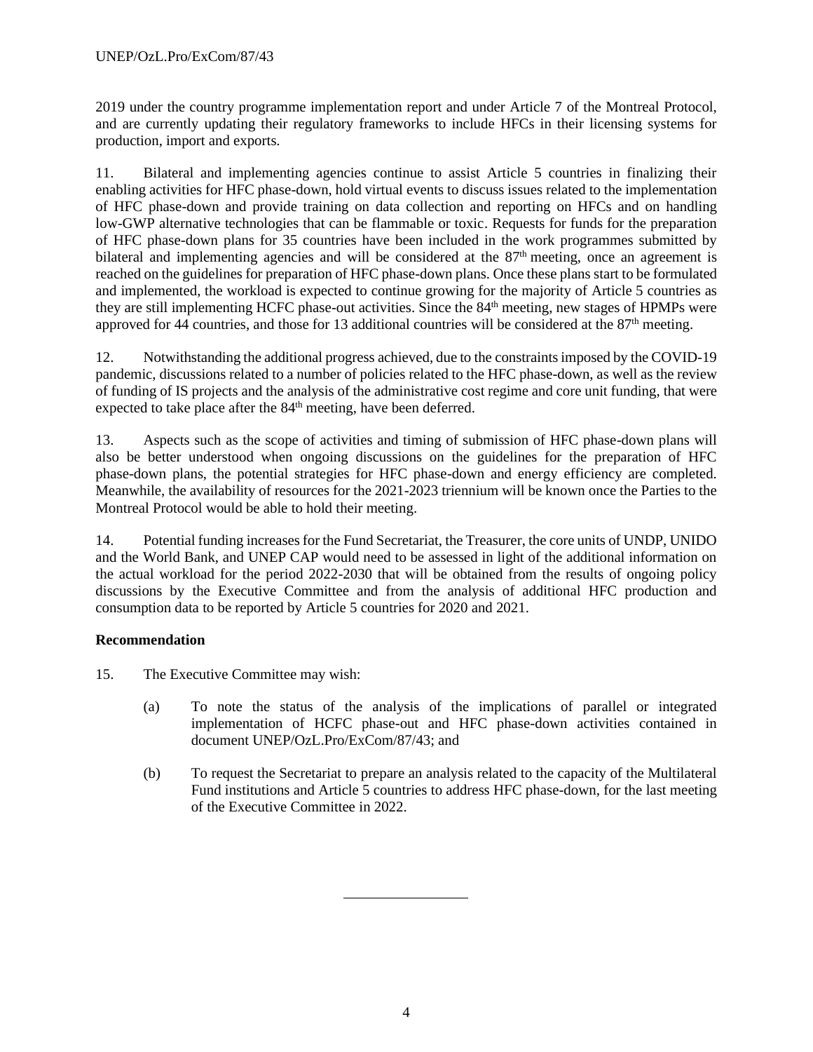2019 under the country programme implementation report and under Article 7 of the Montreal Protocol, and are currently updating their regulatory frameworks to include HFCs in their licensing systems for production, import and exports.

11. Bilateral and implementing agencies continue to assist Article 5 countries in finalizing their enabling activities for HFC phase-down, hold virtual events to discuss issues related to the implementation of HFC phase-down and provide training on data collection and reporting on HFCs and on handling low-GWP alternative technologies that can be flammable or toxic. Requests for funds for the preparation of HFC phase-down plans for 35 countries have been included in the work programmes submitted by bilateral and implementing agencies and will be considered at the 87th meeting, once an agreement is reached on the guidelines for preparation of HFC phase-down plans. Once these plans start to be formulated and implemented, the workload is expected to continue growing for the majority of Article 5 countries as they are still implementing HCFC phase-out activities. Since the 84th meeting, new stages of HPMPs were approved for 44 countries, and those for 13 additional countries will be considered at the 87th meeting.

12. Notwithstanding the additional progress achieved, due to the constraints imposed by the COVID-19 pandemic, discussions related to a number of policies related to the HFC phase-down, as well as the review of funding of IS projects and the analysis of the administrative cost regime and core unit funding, that were expected to take place after the 84th meeting, have been deferred.

13. Aspects such as the scope of activities and timing of submission of HFC phase-down plans will also be better understood when ongoing discussions on the guidelines for the preparation of HFC phase-down plans, the potential strategies for HFC phase-down and energy efficiency are completed. Meanwhile, the availability of resources for the 2021-2023 triennium will be known once the Parties to the Montreal Protocol would be able to hold their meeting.

14. Potential funding increases for the Fund Secretariat, the Treasurer, the core units of UNDP, UNIDO and the World Bank, and UNEP CAP would need to be assessed in light of the additional information on the actual workload for the period 2022-2030 that will be obtained from the results of ongoing policy discussions by the Executive Committee and from the analysis of additional HFC production and consumption data to be reported by Article 5 countries for 2020 and 2021.

**Recommendation**

15. The Executive Committee may wish:

(a) To note the status of the analysis of the implications of parallel or integrated implementation of HCFC phase-out and HFC phase-down activities contained in document UNEP/OzL.Pro/ExCom/87/43; and

(b) To request the Secretariat to prepare an analysis related to the capacity of the Multilateral Fund institutions and Article 5 countries to address HFC phase-down, for the last meeting of the Executive Committee in 2022.